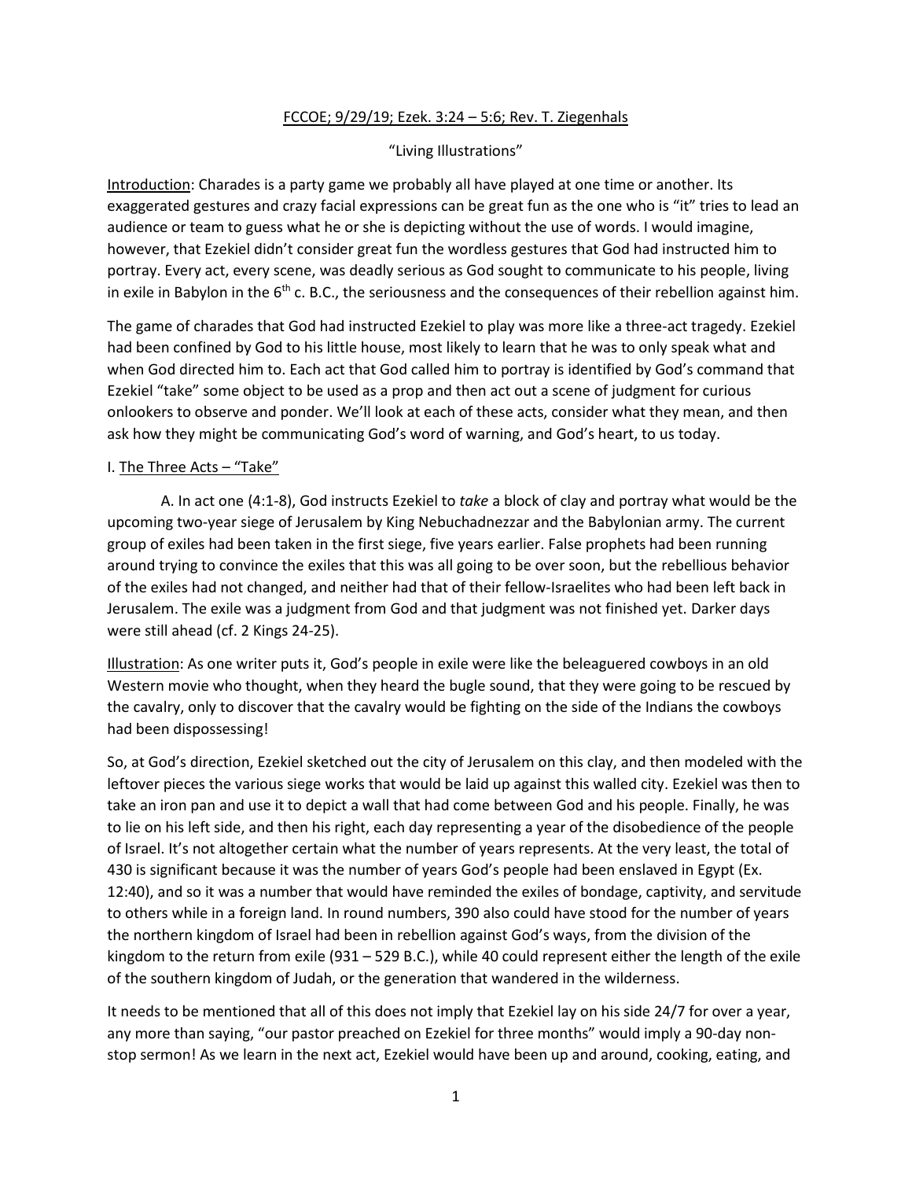FCCOE; 9/29/19; Ezek. 3:24 – 5:6; Rev. T. Ziegenhals

"Living Illustrations"

Introduction: Charades is a party game we probably all have played at one time or another. Its exaggerated gestures and crazy facial expressions can be great fun as the one who is "it" tries to lead an audience or team to guess what he or she is depicting without the use of words. I would imagine, however, that Ezekiel didn't consider great fun the wordless gestures that God had instructed him to portray. Every act, every scene, was deadly serious as God sought to communicate to his people, living in exile in Babylon in the 6th c. B.C., the seriousness and the consequences of their rebellion against him.

The game of charades that God had instructed Ezekiel to play was more like a three-act tragedy. Ezekiel had been confined by God to his little house, most likely to learn that he was to only speak what and when God directed him to. Each act that God called him to portray is identified by God's command that Ezekiel "take" some object to be used as a prop and then act out a scene of judgment for curious onlookers to observe and ponder. We'll look at each of these acts, consider what they mean, and then ask how they might be communicating God's word of warning, and God's heart, to us today.

I. The Three Acts – "Take"

A. In act one (4:1-8), God instructs Ezekiel to *take* a block of clay and portray what would be the upcoming two-year siege of Jerusalem by King Nebuchadnezzar and the Babylonian army. The current group of exiles had been taken in the first siege, five years earlier. False prophets had been running around trying to convince the exiles that this was all going to be over soon, but the rebellious behavior of the exiles had not changed, and neither had that of their fellow-Israelites who had been left back in Jerusalem. The exile was a judgment from God and that judgment was not finished yet. Darker days were still ahead (cf. 2 Kings 24-25).

Illustration: As one writer puts it, God's people in exile were like the beleaguered cowboys in an old Western movie who thought, when they heard the bugle sound, that they were going to be rescued by the cavalry, only to discover that the cavalry would be fighting on the side of the Indians the cowboys had been dispossessing!

So, at God's direction, Ezekiel sketched out the city of Jerusalem on this clay, and then modeled with the leftover pieces the various siege works that would be laid up against this walled city. Ezekiel was then to take an iron pan and use it to depict a wall that had come between God and his people. Finally, he was to lie on his left side, and then his right, each day representing a year of the disobedience of the people of Israel. It's not altogether certain what the number of years represents. At the very least, the total of 430 is significant because it was the number of years God's people had been enslaved in Egypt (Ex. 12:40), and so it was a number that would have reminded the exiles of bondage, captivity, and servitude to others while in a foreign land. In round numbers, 390 also could have stood for the number of years the northern kingdom of Israel had been in rebellion against God's ways, from the division of the kingdom to the return from exile (931 – 529 B.C.), while 40 could represent either the length of the exile of the southern kingdom of Judah, or the generation that wandered in the wilderness.

It needs to be mentioned that all of this does not imply that Ezekiel lay on his side 24/7 for over a year, any more than saying, "our pastor preached on Ezekiel for three months" would imply a 90-day non-stop sermon! As we learn in the next act, Ezekiel would have been up and around, cooking, eating, and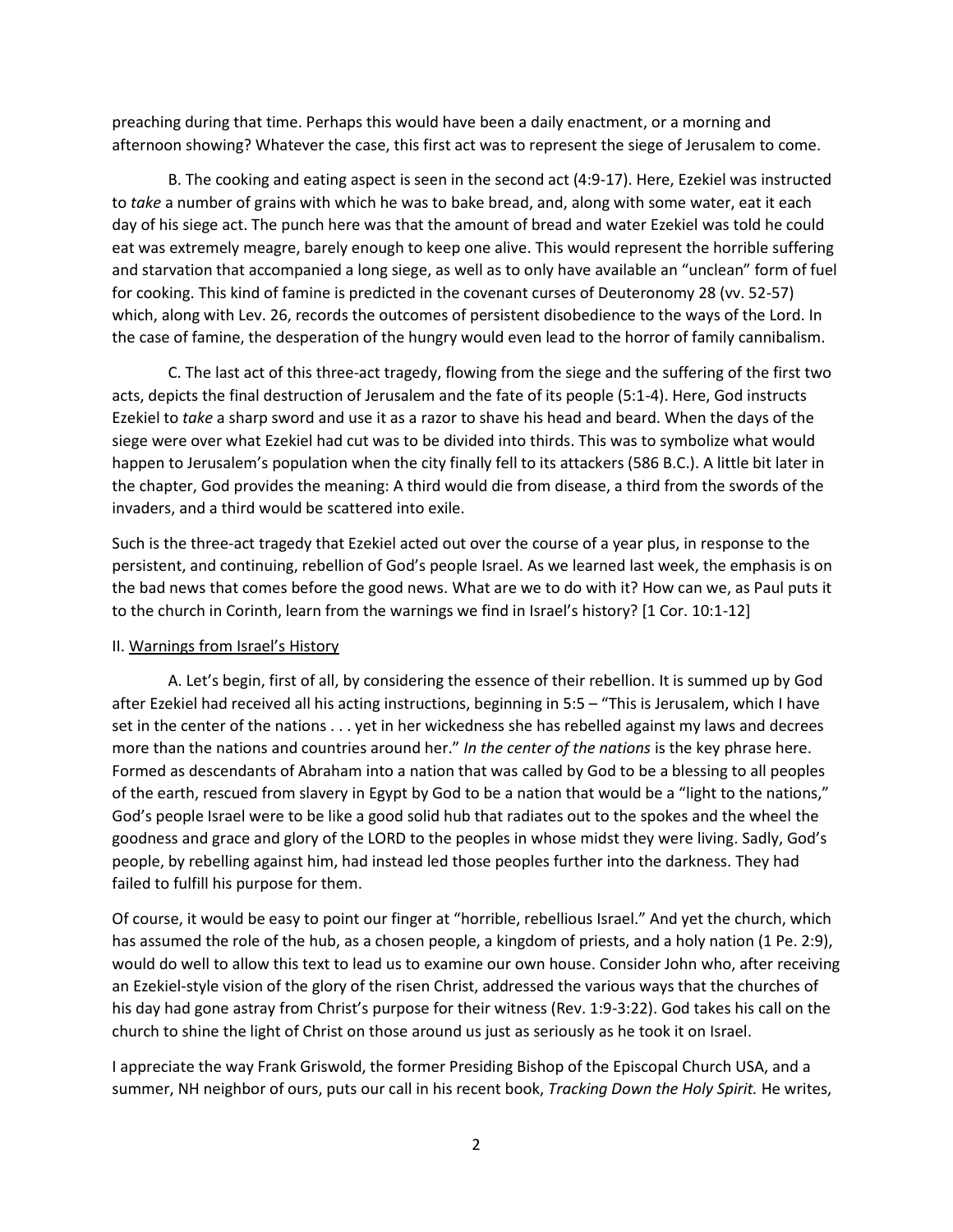preaching during that time. Perhaps this would have been a daily enactment, or a morning and afternoon showing? Whatever the case, this first act was to represent the siege of Jerusalem to come.

B. The cooking and eating aspect is seen in the second act (4:9-17). Here, Ezekiel was instructed to *take* a number of grains with which he was to bake bread, and, along with some water, eat it each day of his siege act. The punch here was that the amount of bread and water Ezekiel was told he could eat was extremely meagre, barely enough to keep one alive. This would represent the horrible suffering and starvation that accompanied a long siege, as well as to only have available an "unclean" form of fuel for cooking. This kind of famine is predicted in the covenant curses of Deuteronomy 28 (vv. 52-57) which, along with Lev. 26, records the outcomes of persistent disobedience to the ways of the Lord. In the case of famine, the desperation of the hungry would even lead to the horror of family cannibalism.

C. The last act of this three-act tragedy, flowing from the siege and the suffering of the first two acts, depicts the final destruction of Jerusalem and the fate of its people (5:1-4). Here, God instructs Ezekiel to *take* a sharp sword and use it as a razor to shave his head and beard. When the days of the siege were over what Ezekiel had cut was to be divided into thirds. This was to symbolize what would happen to Jerusalem's population when the city finally fell to its attackers (586 B.C.). A little bit later in the chapter, God provides the meaning: A third would die from disease, a third from the swords of the invaders, and a third would be scattered into exile.

Such is the three-act tragedy that Ezekiel acted out over the course of a year plus, in response to the persistent, and continuing, rebellion of God's people Israel. As we learned last week, the emphasis is on the bad news that comes before the good news. What are we to do with it? How can we, as Paul puts it to the church in Corinth, learn from the warnings we find in Israel's history? [1 Cor. 10:1-12]

II. <u>Warnings from Israel's History</u>

A. Let's begin, first of all, by considering the essence of their rebellion. It is summed up by God after Ezekiel had received all his acting instructions, beginning in 5:5 – "This is Jerusalem, which I have set in the center of the nations . . . yet in her wickedness she has rebelled against my laws and decrees more than the nations and countries around her." *In the center of the nations* is the key phrase here. Formed as descendants of Abraham into a nation that was called by God to be a blessing to all peoples of the earth, rescued from slavery in Egypt by God to be a nation that would be a "light to the nations," God's people Israel were to be like a good solid hub that radiates out to the spokes and the wheel the goodness and grace and glory of the LORD to the peoples in whose midst they were living. Sadly, God's people, by rebelling against him, had instead led those peoples further into the darkness. They had failed to fulfill his purpose for them.

Of course, it would be easy to point our finger at "horrible, rebellious Israel." And yet the church, which has assumed the role of the hub, as a chosen people, a kingdom of priests, and a holy nation (1 Pe. 2:9), would do well to allow this text to lead us to examine our own house. Consider John who, after receiving an Ezekiel-style vision of the glory of the risen Christ, addressed the various ways that the churches of his day had gone astray from Christ's purpose for their witness (Rev. 1:9-3:22). God takes his call on the church to shine the light of Christ on those around us just as seriously as he took it on Israel.

I appreciate the way Frank Griswold, the former Presiding Bishop of the Episcopal Church USA, and a summer, NH neighbor of ours, puts our call in his recent book, *Tracking Down the Holy Spirit.* He writes,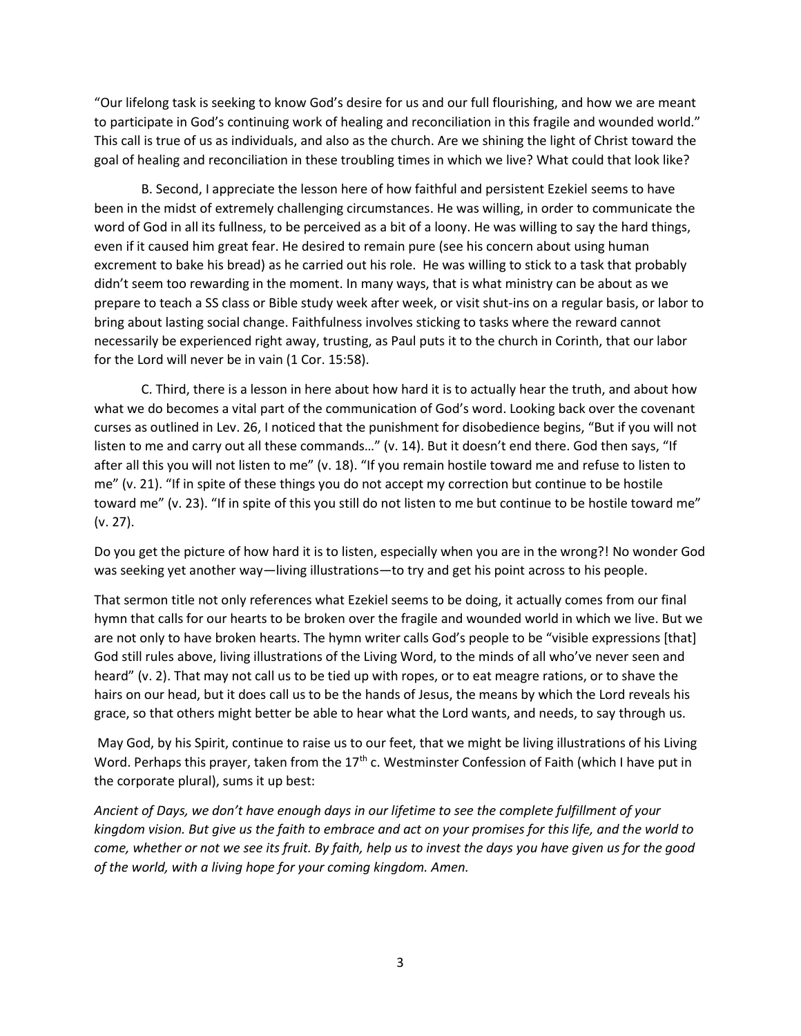"Our lifelong task is seeking to know God's desire for us and our full flourishing, and how we are meant to participate in God's continuing work of healing and reconciliation in this fragile and wounded world." This call is true of us as individuals, and also as the church. Are we shining the light of Christ toward the goal of healing and reconciliation in these troubling times in which we live? What could that look like?

B. Second, I appreciate the lesson here of how faithful and persistent Ezekiel seems to have been in the midst of extremely challenging circumstances. He was willing, in order to communicate the word of God in all its fullness, to be perceived as a bit of a loony. He was willing to say the hard things, even if it caused him great fear. He desired to remain pure (see his concern about using human excrement to bake his bread) as he carried out his role. He was willing to stick to a task that probably didn't seem too rewarding in the moment. In many ways, that is what ministry can be about as we prepare to teach a SS class or Bible study week after week, or visit shut-ins on a regular basis, or labor to bring about lasting social change. Faithfulness involves sticking to tasks where the reward cannot necessarily be experienced right away, trusting, as Paul puts it to the church in Corinth, that our labor for the Lord will never be in vain (1 Cor. 15:58).

C. Third, there is a lesson in here about how hard it is to actually hear the truth, and about how what we do becomes a vital part of the communication of God's word. Looking back over the covenant curses as outlined in Lev. 26, I noticed that the punishment for disobedience begins, "But if you will not listen to me and carry out all these commands…" (v. 14). But it doesn't end there. God then says, "If after all this you will not listen to me" (v. 18). "If you remain hostile toward me and refuse to listen to me" (v. 21). "If in spite of these things you do not accept my correction but continue to be hostile toward me" (v. 23). "If in spite of this you still do not listen to me but continue to be hostile toward me" (v. 27).

Do you get the picture of how hard it is to listen, especially when you are in the wrong?! No wonder God was seeking yet another way—living illustrations—to try and get his point across to his people.

That sermon title not only references what Ezekiel seems to be doing, it actually comes from our final hymn that calls for our hearts to be broken over the fragile and wounded world in which we live. But we are not only to have broken hearts. The hymn writer calls God's people to be "visible expressions [that] God still rules above, living illustrations of the Living Word, to the minds of all who've never seen and heard" (v. 2). That may not call us to be tied up with ropes, or to eat meagre rations, or to shave the hairs on our head, but it does call us to be the hands of Jesus, the means by which the Lord reveals his grace, so that others might better be able to hear what the Lord wants, and needs, to say through us.

May God, by his Spirit, continue to raise us to our feet, that we might be living illustrations of his Living Word. Perhaps this prayer, taken from the 17th c. Westminster Confession of Faith (which I have put in the corporate plural), sums it up best:

*Ancient of Days, we don't have enough days in our lifetime to see the complete fulfillment of your kingdom vision. But give us the faith to embrace and act on your promises for this life, and the world to come, whether or not we see its fruit. By faith, help us to invest the days you have given us for the good of the world, with a living hope for your coming kingdom. Amen.*